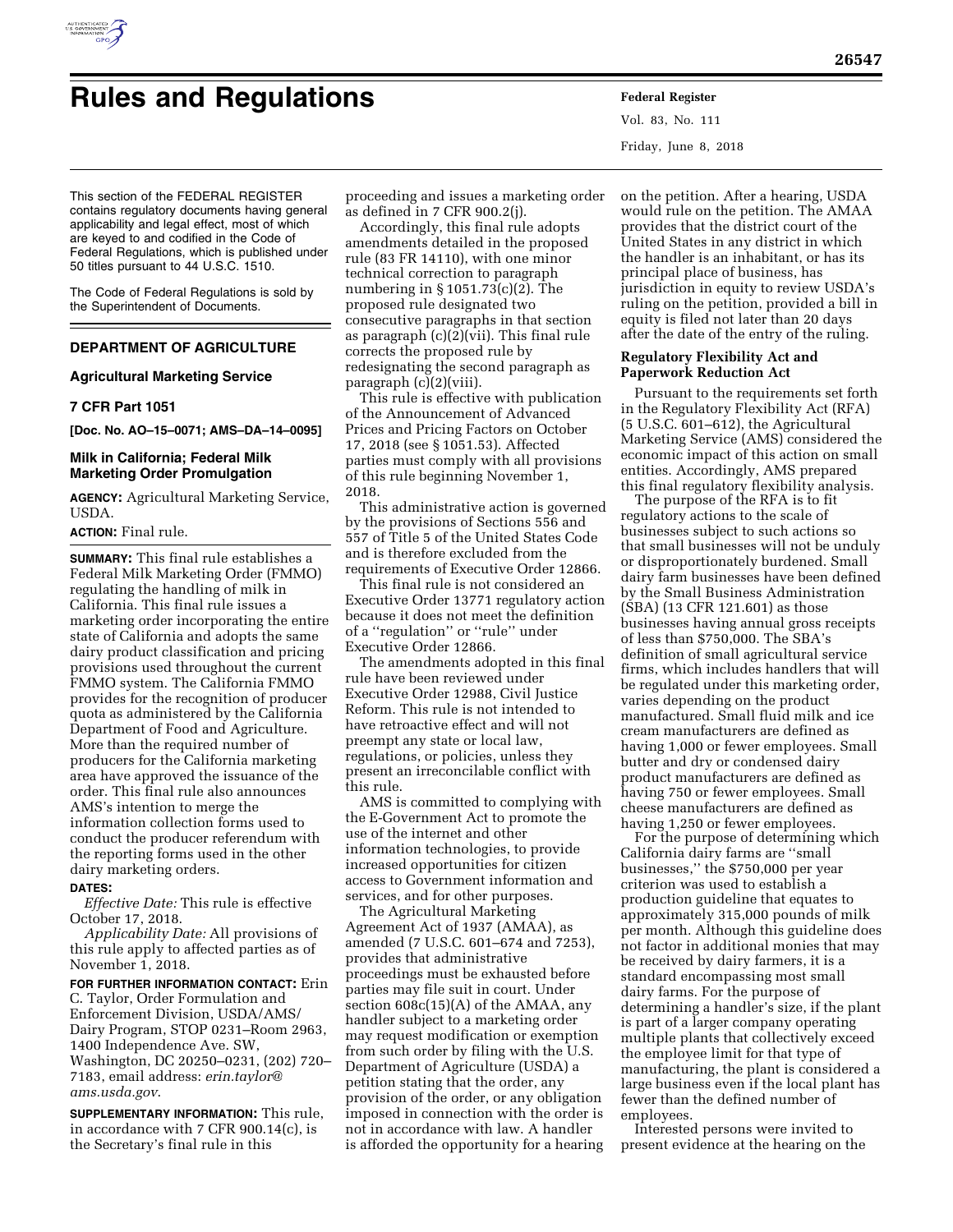# Rules and Regulations

This section of the FEDERAL REGISTER contains regulatory documents having general applicability and legal effect, most of which are keyed to and codified in the Code of Federal Regulations, which is published under 50 titles pursuant to 44 U.S.C. 1510.

The Code of Federal Regulations is sold by the Superintendent of Documents.

## DEPARTMENT OF AGRICULTURE

### Agricultural Marketing Service

### 7 CFR Part 1051

**[Doc. No. AO–15–0071; AMS–DA–14–0095]**

### Milk in California; Federal Milk Marketing Order Promulgation

**AGENCY:** Agricultural Marketing Service, USDA.

**ACTION:** Final rule.

**SUMMARY:** This final rule establishes a Federal Milk Marketing Order (FMMO) regulating the handling of milk in California. This final rule issues a marketing order incorporating the entire state of California and adopts the same dairy product classification and pricing provisions used throughout the current FMMO system. The California FMMO provides for the recognition of producer quota as administered by the California Department of Food and Agriculture. More than the required number of producers for the California marketing area have approved the issuance of the order. This final rule also announces AMS's intention to merge the information collection forms used to conduct the producer referendum with the reporting forms used in the other dairy marketing orders.

**DATES:**

*Effective Date:* This rule is effective October 17, 2018.

*Applicability Date:* All provisions of this rule apply to affected parties as of November 1, 2018.

**FOR FURTHER INFORMATION CONTACT:** Erin C. Taylor, Order Formulation and Enforcement Division, USDA/AMS/Dairy Program, STOP 0231–Room 2963, 1400 Independence Ave. SW, Washington, DC 20250–0231, (202) 720–7183, email address: *erin.taylor@ams.usda.gov*.

**SUPPLEMENTARY INFORMATION:** This rule, in accordance with 7 CFR 900.14(c), is the Secretary's final rule in this proceeding and issues a marketing order as defined in 7 CFR 900.2(j).

Accordingly, this final rule adopts amendments detailed in the proposed rule (83 FR 14110), with one minor technical correction to paragraph numbering in § 1051.73(c)(2). The proposed rule designated two consecutive paragraphs in that section as paragraph (c)(2)(vii). This final rule corrects the proposed rule by redesignating the second paragraph as paragraph (c)(2)(viii).

This rule is effective with publication of the Announcement of Advanced Prices and Pricing Factors on October 17, 2018 (see § 1051.53). Affected parties must comply with all provisions of this rule beginning November 1, 2018.

This administrative action is governed by the provisions of Sections 556 and 557 of Title 5 of the United States Code and is therefore excluded from the requirements of Executive Order 12866.

This final rule is not considered an Executive Order 13771 regulatory action because it does not meet the definition of a ''regulation'' or ''rule'' under Executive Order 12866.

The amendments adopted in this final rule have been reviewed under Executive Order 12988, Civil Justice Reform. This rule is not intended to have retroactive effect and will not preempt any state or local law, regulations, or policies, unless they present an irreconcilable conflict with this rule.

AMS is committed to complying with the E-Government Act to promote the use of the internet and other information technologies, to provide increased opportunities for citizen access to Government information and services, and for other purposes.

The Agricultural Marketing Agreement Act of 1937 (AMAA), as amended (7 U.S.C. 601–674 and 7253), provides that administrative proceedings must be exhausted before parties may file suit in court. Under section 608c(15)(A) of the AMAA, any handler subject to a marketing order may request modification or exemption from such order by filing with the U.S. Department of Agriculture (USDA) a petition stating that the order, any provision of the order, or any obligation imposed in connection with the order is not in accordance with law. A handler is afforded the opportunity for a hearing on the petition. After a hearing, USDA would rule on the petition. The AMAA provides that the district court of the United States in any district in which the handler is an inhabitant, or has its principal place of business, has jurisdiction in equity to review USDA's ruling on the petition, provided a bill in equity is filed not later than 20 days after the date of the entry of the ruling.

#### Regulatory Flexibility Act and Paperwork Reduction Act

Pursuant to the requirements set forth in the Regulatory Flexibility Act (RFA) (5 U.S.C. 601–612), the Agricultural Marketing Service (AMS) considered the economic impact of this action on small entities. Accordingly, AMS prepared this final regulatory flexibility analysis.

The purpose of the RFA is to fit regulatory actions to the scale of businesses subject to such actions so that small businesses will not be unduly or disproportionately burdened. Small dairy farm businesses have been defined by the Small Business Administration (SBA) (13 CFR 121.601) as those businesses having annual gross receipts of less than $750,000. The SBA's definition of small agricultural service firms, which includes handlers that will be regulated under this marketing order, varies depending on the product manufactured. Small fluid milk and ice cream manufacturers are defined as having 1,000 or fewer employees. Small butter and dry or condensed dairy product manufacturers are defined as having 750 or fewer employees. Small cheese manufacturers are defined as having 1,250 or fewer employees.

For the purpose of determining which California dairy farms are ''small businesses,'' the $750,000 per year criterion was used to establish a production guideline that equates to approximately 315,000 pounds of milk per month. Although this guideline does not factor in additional monies that may be received by dairy farmers, it is a standard encompassing most small dairy farms. For the purpose of determining a handler's size, if the plant is part of a larger company operating multiple plants that collectively exceed the employee limit for that type of manufacturing, the plant is considered a large business even if the local plant has fewer than the defined number of employees.

Interested persons were invited to present evidence at the hearing on the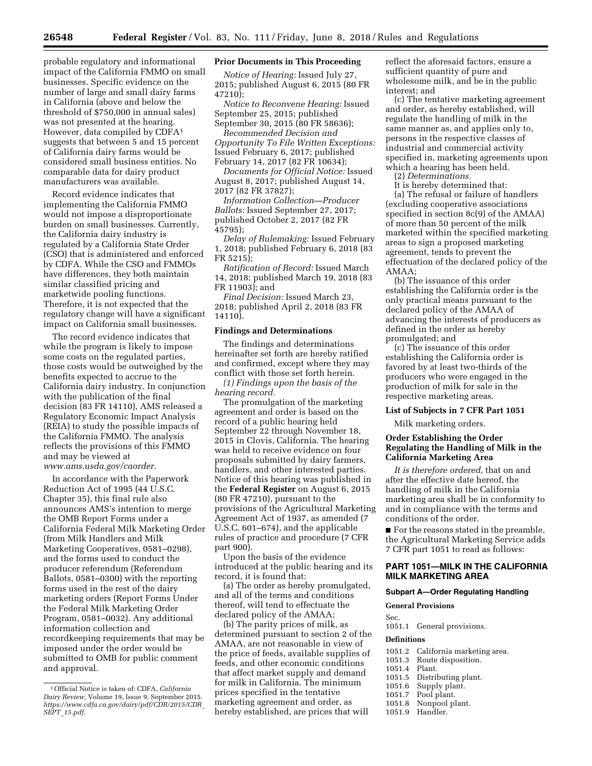probable regulatory and informational impact of the California FMMO on small businesses. Specific evidence on the number of large and small dairy farms in California (above and below the threshold of $750,000 in annual sales) was not presented at the hearing. However, data compiled by CDFA[1] suggests that between 5 and 15 percent of California dairy farms would be considered small business entities. No comparable data for dairy product manufacturers was available.

Record evidence indicates that implementing the California FMMO would not impose a disproportionate burden on small businesses. Currently, the California dairy industry is regulated by a California State Order (CSO) that is administered and enforced by CDFA. While the CSO and FMMOs have differences, they both maintain similar classified pricing and marketwide pooling functions. Therefore, it is not expected that the regulatory change will have a significant impact on California small businesses.

The record evidence indicates that while the program is likely to impose some costs on the regulated parties, those costs would be outweighed by the benefits expected to accrue to the California dairy industry. In conjunction with the publication of the final decision (83 FR 14110), AMS released a Regulatory Economic Impact Analysis (REIA) to study the possible impacts of the California FMMO. The analysis reflects the provisions of this FMMO and may be viewed at *www.ams.usda.gov/caorder.*

In accordance with the Paperwork Reduction Act of 1995 (44 U.S.C. Chapter 35), this final rule also announces AMS's intention to merge the OMB Report Forms under a California Federal Milk Marketing Order (from Milk Handlers and Milk Marketing Cooperatives, 0581–0298), and the forms used to conduct the producer referendum (Referendum Ballots, 0581–0300) with the reporting forms used in the rest of the dairy marketing orders (Report Forms Under the Federal Milk Marketing Order Program, 0581–0032). Any additional information collection and recordkeeping requirements that may be imposed under the order would be submitted to OMB for public comment and approval.

[1] Official Notice is taken of: CDFA, *California Dairy Review,* Volume 19, Issue 9, September 2015. *https://www.cdfa.ca.gov/dairy/pdf/CDR/2015/CDR_SEPT_15.pdf.*

## Prior Documents in This Proceeding

*Notice of Hearing:* Issued July 27, 2015; published August 6, 2015 (80 FR 47210);

*Notice to Reconvene Hearing:* Issued September 25, 2015; published September 30, 2015 (80 FR 58636);

*Recommended Decision and Opportunity To File Written Exceptions:* Issued February 6, 2017; published February 14, 2017 (82 FR 10634);

*Documents for Official Notice:* Issued August 8, 2017; published August 14, 2017 (82 FR 37827);

*Information Collection—Producer Ballots:* Issued September 27, 2017; published October 2, 2017 (82 FR 45795);

*Delay of Rulemaking:* Issued February 1, 2018; published February 6, 2018 (83 FR 5215);

*Ratification of Record:* Issued March 14, 2018; published March 19, 2018 (83 FR 11903); and

*Final Decision:* Issued March 23, 2018; published April 2, 2018 (83 FR 14110).

## Findings and Determinations

The findings and determinations hereinafter set forth are hereby ratified and confirmed, except where they may conflict with those set forth herein.

*(1) Findings upon the basis of the hearing record.*

The promulgation of the marketing agreement and order is based on the record of a public hearing held September 22 through November 18, 2015 in Clovis, California. The hearing was held to receive evidence on four proposals submitted by dairy farmers, handlers, and other interested parties. Notice of this hearing was published in the **Federal Register** on August 6, 2015 (80 FR 47210), pursuant to the provisions of the Agricultural Marketing Agreement Act of 1937, as amended (7 U.S.C. 601–674), and the applicable rules of practice and procedure (7 CFR part 900).

Upon the basis of the evidence introduced at the public hearing and its record, it is found that:

(a) The order as hereby promulgated, and all of the terms and conditions thereof, will tend to effectuate the declared policy of the AMAA;

(b) The parity prices of milk, as determined pursuant to section 2 of the AMAA, are not reasonable in view of the price of feeds, available supplies of feeds, and other economic conditions that affect market supply and demand for milk in California. The minimum prices specified in the tentative marketing agreement and order, as hereby established, are prices that will reflect the aforesaid factors, ensure a sufficient quantity of pure and wholesome milk, and be in the public interest; and

(c) The tentative marketing agreement and order, as hereby established, will regulate the handling of milk in the same manner as, and applies only to, persons in the respective classes of industrial and commercial activity specified in, marketing agreements upon which a hearing has been held.

(2) *Determinations.*

It is hereby determined that:

(a) The refusal or failure of handlers (excluding cooperative associations specified in section 8c(9) of the AMAA) of more than 50 percent of the milk marketed within the specified marketing areas to sign a proposed marketing agreement, tends to prevent the effectuation of the declared policy of the AMAA;

(b) The issuance of this order establishing the California order is the only practical means pursuant to the declared policy of the AMAA of advancing the interests of producers as defined in the order as hereby promulgated; and

(c) The issuance of this order establishing the California order is favored by at least two-thirds of the producers who were engaged in the production of milk for sale in the respective marketing areas.

## List of Subjects in 7 CFR Part 1051

Milk marketing orders.

## Order Establishing the Order Regulating the Handling of Milk in the California Marketing Area

*It is therefore ordered,* that on and after the effective date hereof, the handling of milk in the California marketing area shall be in conformity to and in compliance with the terms and conditions of the order.

■ For the reasons stated in the preamble, the Agricultural Marketing Service adds 7 CFR part 1051 to read as follows:

# PART 1051—MILK IN THE CALIFORNIA MILK MARKETING AREA

### Subpart A—Order Regulating Handling

#### General Provisions

Sec.
1051.1 General provisions.

#### Definitions

1051.2 California marketing area.
1051.3 Route disposition.
1051.4 Plant.
1051.5 Distributing plant.
1051.6 Supply plant.
1051.7 Pool plant.
1051.8 Nonpool plant.
1051.9 Handler.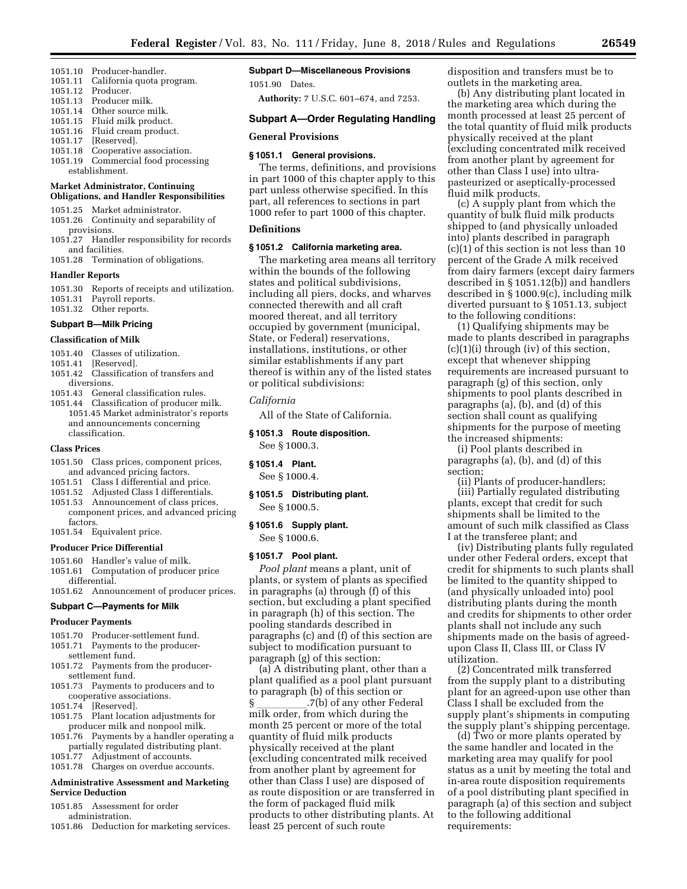1051.10 Producer-handler.
1051.11 California quota program.
1051.12 Producer.
1051.13 Producer milk.
1051.14 Other source milk.
1051.15 Fluid milk product.
1051.16 Fluid cream product.
1051.17 [Reserved].
1051.18 Cooperative association.
1051.19 Commercial food processing establishment.

**Market Administrator, Continuing Obligations, and Handler Responsibilities**

1051.25 Market administrator.
1051.26 Continuity and separability of provisions.
1051.27 Handler responsibility for records and facilities.
1051.28 Termination of obligations.

**Handler Reports**

1051.30 Reports of receipts and utilization.
1051.31 Payroll reports.
1051.32 Other reports.

**Subpart B—Milk Pricing**

**Classification of Milk**

1051.40 Classes of utilization.
1051.41 [Reserved].
1051.42 Classification of transfers and diversions.
1051.43 General classification rules.
1051.44 Classification of producer milk.
1051.45 Market administrator's reports and announcements concerning classification.

**Class Prices**

1051.50 Class prices, component prices, and advanced pricing factors.
1051.51 Class I differential and price.
1051.52 Adjusted Class I differentials.
1051.53 Announcement of class prices, component prices, and advanced pricing factors.
1051.54 Equivalent price.

**Producer Price Differential**

1051.60 Handler's value of milk.
1051.61 Computation of producer price differential.
1051.62 Announcement of producer prices.

**Subpart C—Payments for Milk**

**Producer Payments**

1051.70 Producer-settlement fund.
1051.71 Payments to the producer-settlement fund.
1051.72 Payments from the producer-settlement fund.
1051.73 Payments to producers and to cooperative associations.
1051.74 [Reserved].
1051.75 Plant location adjustments for producer milk and nonpool milk.
1051.76 Payments by a handler operating a partially regulated distributing plant.
1051.77 Adjustment of accounts.
1051.78 Charges on overdue accounts.

**Administrative Assessment and Marketing Service Deduction**

1051.85 Assessment for order administration.
1051.86 Deduction for marketing services.

**Subpart D—Miscellaneous Provisions**

1051.90 Dates.

**Authority:** 7 U.S.C. 601–674, and 7253.

## Subpart A—Order Regulating Handling

### General Provisions

#### § 1051.1 General provisions.

The terms, definitions, and provisions in part 1000 of this chapter apply to this part unless otherwise specified. In this part, all references to sections in part 1000 refer to part 1000 of this chapter.

### Definitions

#### § 1051.2 California marketing area.

The marketing area means all territory within the bounds of the following states and political subdivisions, including all piers, docks, and wharves connected therewith and all craft moored thereat, and all territory occupied by government (municipal, State, or Federal) reservations, installations, institutions, or other similar establishments if any part thereof is within any of the listed states or political subdivisions:

*California*

All of the State of California.

#### § 1051.3 Route disposition.

See § 1000.3.

#### § 1051.4 Plant.

See § 1000.4.

#### § 1051.5 Distributing plant.

See § 1000.5.

#### § 1051.6 Supply plant.

See § 1000.6.

#### § 1051.7 Pool plant.

*Pool plant* means a plant, unit of plants, or system of plants as specified in paragraphs (a) through (f) of this section, but excluding a plant specified in paragraph (h) of this section. The pooling standards described in paragraphs (c) and (f) of this section are subject to modification pursuant to paragraph (g) of this section:

(a) A distributing plant, other than a plant qualified as a pool plant pursuant to paragraph (b) of this section or §\_\_\_\_\_\_\_\_\_.7(b) of any other Federal milk order, from which during the month 25 percent or more of the total quantity of fluid milk products physically received at the plant (excluding concentrated milk received from another plant by agreement for other than Class I use) are disposed of as route disposition or are transferred in the form of packaged fluid milk products to other distributing plants. At least 25 percent of such route disposition and transfers must be to outlets in the marketing area.

(b) Any distributing plant located in the marketing area which during the month processed at least 25 percent of the total quantity of fluid milk products physically received at the plant (excluding concentrated milk received from another plant by agreement for other than Class I use) into ultra-pasteurized or aseptically-processed fluid milk products.

(c) A supply plant from which the quantity of bulk fluid milk products shipped to (and physically unloaded into) plants described in paragraph (c)(1) of this section is not less than 10 percent of the Grade A milk received from dairy farmers (except dairy farmers described in § 1051.12(b)) and handlers described in § 1000.9(c), including milk diverted pursuant to § 1051.13, subject to the following conditions:

(1) Qualifying shipments may be made to plants described in paragraphs (c)(1)(i) through (iv) of this section, except that whenever shipping requirements are increased pursuant to paragraph (g) of this section, only shipments to pool plants described in paragraphs (a), (b), and (d) of this section shall count as qualifying shipments for the purpose of meeting the increased shipments:

(i) Pool plants described in paragraphs (a), (b), and (d) of this section;

(ii) Plants of producer-handlers;

(iii) Partially regulated distributing plants, except that credit for such shipments shall be limited to the amount of such milk classified as Class I at the transferee plant; and

(iv) Distributing plants fully regulated under other Federal orders, except that credit for shipments to such plants shall be limited to the quantity shipped to (and physically unloaded into) pool distributing plants during the month and credits for shipments to other order plants shall not include any such shipments made on the basis of agreed-upon Class II, Class III, or Class IV utilization.

(2) Concentrated milk transferred from the supply plant to a distributing plant for an agreed-upon use other than Class I shall be excluded from the supply plant's shipments in computing the supply plant's shipping percentage.

(d) Two or more plants operated by the same handler and located in the marketing area may qualify for pool status as a unit by meeting the total and in-area route disposition requirements of a pool distributing plant specified in paragraph (a) of this section and subject to the following additional requirements: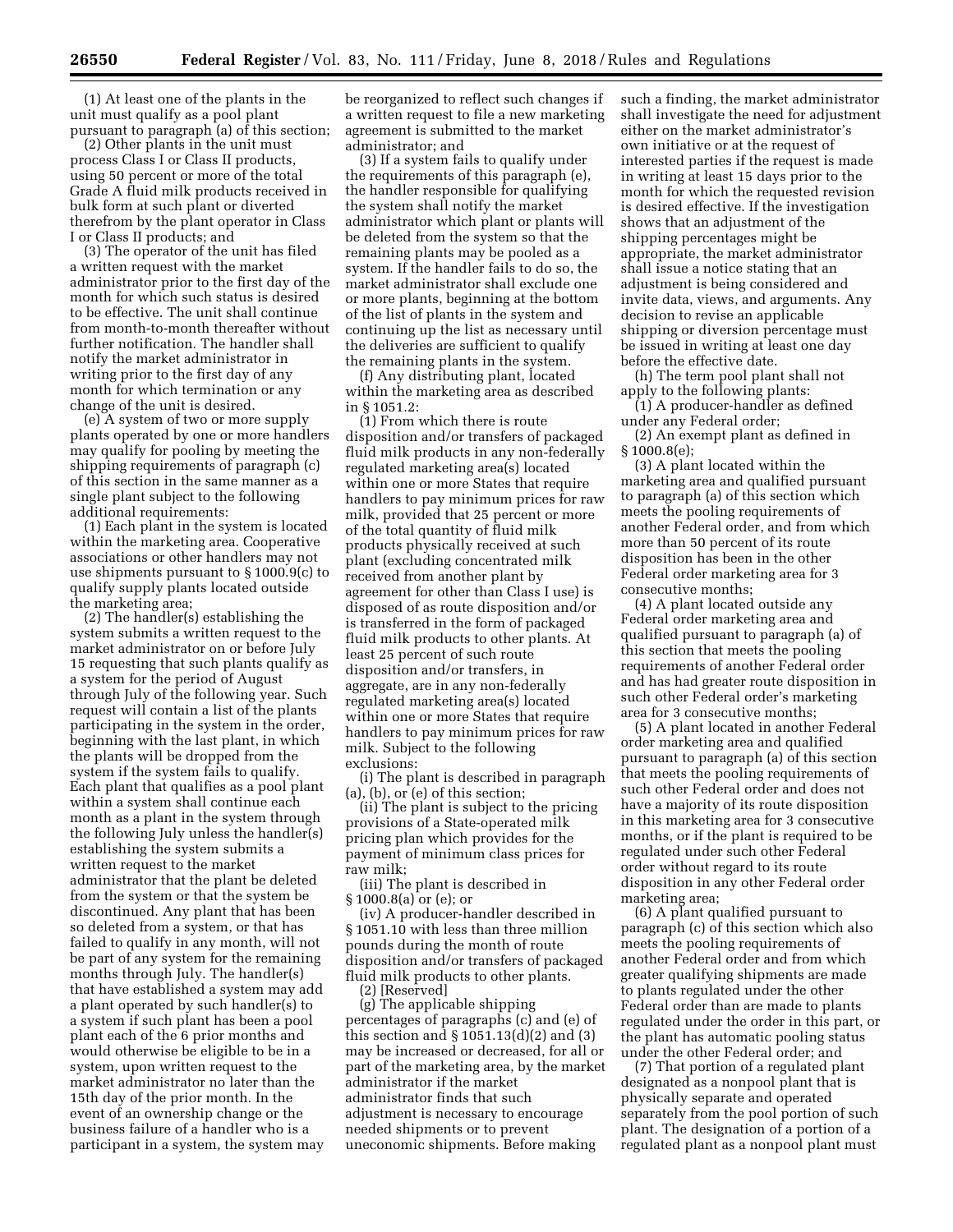(1) At least one of the plants in the unit must qualify as a pool plant pursuant to paragraph (a) of this section;

(2) Other plants in the unit must process Class I or Class II products, using 50 percent or more of the total Grade A fluid milk products received in bulk form at such plant or diverted therefrom by the plant operator in Class I or Class II products; and

(3) The operator of the unit has filed a written request with the market administrator prior to the first day of the month for which such status is desired to be effective. The unit shall continue from month-to-month thereafter without further notification. The handler shall notify the market administrator in writing prior to the first day of any month for which termination or any change of the unit is desired.

(e) A system of two or more supply plants operated by one or more handlers may qualify for pooling by meeting the shipping requirements of paragraph (c) of this section in the same manner as a single plant subject to the following additional requirements:

(1) Each plant in the system is located within the marketing area. Cooperative associations or other handlers may not use shipments pursuant to § 1000.9(c) to qualify supply plants located outside the marketing area;

(2) The handler(s) establishing the system submits a written request to the market administrator on or before July 15 requesting that such plants qualify as a system for the period of August through July of the following year. Such request will contain a list of the plants participating in the system in the order, beginning with the last plant, in which the plants will be dropped from the system if the system fails to qualify. Each plant that qualifies as a pool plant within a system shall continue each month as a plant in the system through the following July unless the handler(s) establishing the system submits a written request to the market administrator that the plant be deleted from the system or that the system be discontinued. Any plant that has been so deleted from a system, or that has failed to qualify in any month, will not be part of any system for the remaining months through July. The handler(s) that have established a system may add a plant operated by such handler(s) to a system if such plant has been a pool plant each of the 6 prior months and would otherwise be eligible to be in a system, upon written request to the market administrator no later than the 15th day of the prior month. In the event of an ownership change or the business failure of a handler who is a participant in a system, the system may be reorganized to reflect such changes if a written request to file a new marketing agreement is submitted to the market administrator; and

(3) If a system fails to qualify under the requirements of this paragraph (e), the handler responsible for qualifying the system shall notify the market administrator which plant or plants will be deleted from the system so that the remaining plants may be pooled as a system. If the handler fails to do so, the market administrator shall exclude one or more plants, beginning at the bottom of the list of plants in the system and continuing up the list as necessary until the deliveries are sufficient to qualify the remaining plants in the system.

(f) Any distributing plant, located within the marketing area as described in § 1051.2:

(1) From which there is route disposition and/or transfers of packaged fluid milk products in any non-federally regulated marketing area(s) located within one or more States that require handlers to pay minimum prices for raw milk, provided that 25 percent or more of the total quantity of fluid milk products physically received at such plant (excluding concentrated milk received from another plant by agreement for other than Class I use) is disposed of as route disposition and/or is transferred in the form of packaged fluid milk products to other plants. At least 25 percent of such route disposition and/or transfers, in aggregate, are in any non-federally regulated marketing area(s) located within one or more States that require handlers to pay minimum prices for raw milk. Subject to the following exclusions:

(i) The plant is described in paragraph (a), (b), or (e) of this section;

(ii) The plant is subject to the pricing provisions of a State-operated milk pricing plan which provides for the payment of minimum class prices for raw milk;

(iii) The plant is described in § 1000.8(a) or (e); or

(iv) A producer-handler described in § 1051.10 with less than three million pounds during the month of route disposition and/or transfers of packaged fluid milk products to other plants.

(2) [Reserved]

(g) The applicable shipping percentages of paragraphs (c) and (e) of this section and § 1051.13(d)(2) and (3) may be increased or decreased, for all or part of the marketing area, by the market administrator if the market administrator finds that such adjustment is necessary to encourage needed shipments or to prevent uneconomic shipments. Before making such a finding, the market administrator shall investigate the need for adjustment either on the market administrator's own initiative or at the request of interested parties if the request is made in writing at least 15 days prior to the month for which the requested revision is desired effective. If the investigation shows that an adjustment of the shipping percentages might be appropriate, the market administrator shall issue a notice stating that an adjustment is being considered and invite data, views, and arguments. Any decision to revise an applicable shipping or diversion percentage must be issued in writing at least one day before the effective date.

(h) The term pool plant shall not apply to the following plants:

(1) A producer-handler as defined under any Federal order;

(2) An exempt plant as defined in § 1000.8(e);

(3) A plant located within the marketing area and qualified pursuant to paragraph (a) of this section which meets the pooling requirements of another Federal order, and from which more than 50 percent of its route disposition has been in the other Federal order marketing area for 3 consecutive months;

(4) A plant located outside any Federal order marketing area and qualified pursuant to paragraph (a) of this section that meets the pooling requirements of another Federal order and has had greater route disposition in such other Federal order's marketing area for 3 consecutive months;

(5) A plant located in another Federal order marketing area and qualified pursuant to paragraph (a) of this section that meets the pooling requirements of such other Federal order and does not have a majority of its route disposition in this marketing area for 3 consecutive months, or if the plant is required to be regulated under such other Federal order without regard to its route disposition in any other Federal order marketing area;

(6) A plant qualified pursuant to paragraph (c) of this section which also meets the pooling requirements of another Federal order and from which greater qualifying shipments are made to plants regulated under the other Federal order than are made to plants regulated under the order in this part, or the plant has automatic pooling status under the other Federal order; and

(7) That portion of a regulated plant designated as a nonpool plant that is physically separate and operated separately from the pool portion of such plant. The designation of a portion of a regulated plant as a nonpool plant must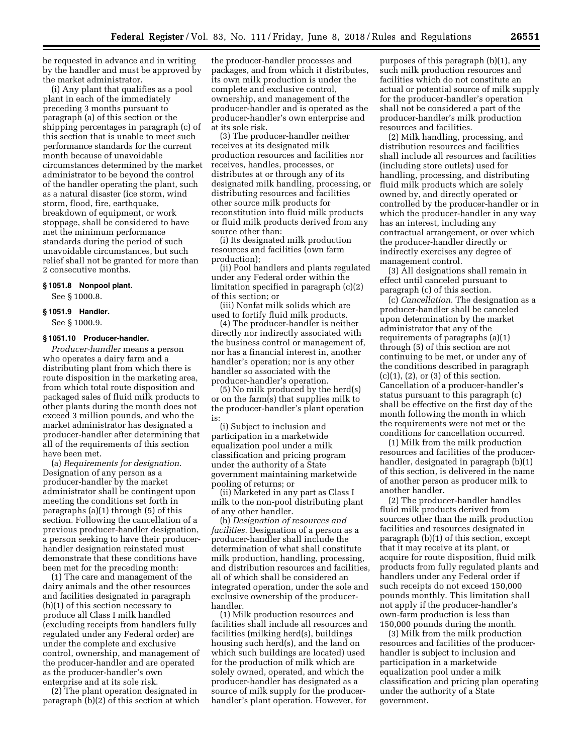be requested in advance and in writing by the handler and must be approved by the market administrator.

(i) Any plant that qualifies as a pool plant in each of the immediately preceding 3 months pursuant to paragraph (a) of this section or the shipping percentages in paragraph (c) of this section that is unable to meet such performance standards for the current month because of unavoidable circumstances determined by the market administrator to be beyond the control of the handler operating the plant, such as a natural disaster (ice storm, wind storm, flood, fire, earthquake, breakdown of equipment, or work stoppage, shall be considered to have met the minimum performance standards during the period of such unavoidable circumstances, but such relief shall not be granted for more than 2 consecutive months.

### § 1051.8 Nonpool plant.

See § 1000.8.

### § 1051.9 Handler.

See § 1000.9.

### § 1051.10 Producer-handler.

*Producer-handler* means a person who operates a dairy farm and a distributing plant from which there is route disposition in the marketing area, from which total route disposition and packaged sales of fluid milk products to other plants during the month does not exceed 3 million pounds, and who the market administrator has designated a producer-handler after determining that all of the requirements of this section have been met.

(a) *Requirements for designation.* Designation of any person as a producer-handler by the market administrator shall be contingent upon meeting the conditions set forth in paragraphs (a)(1) through (5) of this section. Following the cancellation of a previous producer-handler designation, a person seeking to have their producer-handler designation reinstated must demonstrate that these conditions have been met for the preceding month:

(1) The care and management of the dairy animals and the other resources and facilities designated in paragraph (b)(1) of this section necessary to produce all Class I milk handled (excluding receipts from handlers fully regulated under any Federal order) are under the complete and exclusive control, ownership, and management of the producer-handler and are operated as the producer-handler's own enterprise and at its sole risk.

(2) The plant operation designated in paragraph (b)(2) of this section at which the producer-handler processes and packages, and from which it distributes, its own milk production is under the complete and exclusive control, ownership, and management of the producer-handler and is operated as the producer-handler's own enterprise and at its sole risk.

(3) The producer-handler neither receives at its designated milk production resources and facilities nor receives, handles, processes, or distributes at or through any of its designated milk handling, processing, or distributing resources and facilities other source milk products for reconstitution into fluid milk products or fluid milk products derived from any source other than:

(i) Its designated milk production resources and facilities (own farm production);

(ii) Pool handlers and plants regulated under any Federal order within the limitation specified in paragraph (c)(2) of this section; or

(iii) Nonfat milk solids which are used to fortify fluid milk products.

(4) The producer-handler is neither directly nor indirectly associated with the business control or management of, nor has a financial interest in, another handler's operation; nor is any other handler so associated with the producer-handler's operation.

(5) No milk produced by the herd(s) or on the farm(s) that supplies milk to the producer-handler's plant operation is:

(i) Subject to inclusion and participation in a marketwide equalization pool under a milk classification and pricing program under the authority of a State government maintaining marketwide pooling of returns; or

(ii) Marketed in any part as Class I milk to the non-pool distributing plant of any other handler.

(b) *Designation of resources and facilities.* Designation of a person as a producer-handler shall include the determination of what shall constitute milk production, handling, processing, and distribution resources and facilities, all of which shall be considered an integrated operation, under the sole and exclusive ownership of the producer-handler.

(1) Milk production resources and facilities shall include all resources and facilities (milking herd(s), buildings housing such herd(s), and the land on which such buildings are located) used for the production of milk which are solely owned, operated, and which the producer-handler has designated as a source of milk supply for the producer-handler's plant operation. However, for purposes of this paragraph (b)(1), any such milk production resources and facilities which do not constitute an actual or potential source of milk supply for the producer-handler's operation shall not be considered a part of the producer-handler's milk production resources and facilities.

(2) Milk handling, processing, and distribution resources and facilities shall include all resources and facilities (including store outlets) used for handling, processing, and distributing fluid milk products which are solely owned by, and directly operated or controlled by the producer-handler or in which the producer-handler in any way has an interest, including any contractual arrangement, or over which the producer-handler directly or indirectly exercises any degree of management control.

(3) All designations shall remain in effect until canceled pursuant to paragraph (c) of this section.

(c) *Cancellation.* The designation as a producer-handler shall be canceled upon determination by the market administrator that any of the requirements of paragraphs (a)(1) through (5) of this section are not continuing to be met, or under any of the conditions described in paragraph (c)(1), (2), or (3) of this section. Cancellation of a producer-handler's status pursuant to this paragraph (c) shall be effective on the first day of the month following the month in which the requirements were not met or the conditions for cancellation occurred.

(1) Milk from the milk production resources and facilities of the producer-handler, designated in paragraph (b)(1) of this section, is delivered in the name of another person as producer milk to another handler.

(2) The producer-handler handles fluid milk products derived from sources other than the milk production facilities and resources designated in paragraph (b)(1) of this section, except that it may receive at its plant, or acquire for route disposition, fluid milk products from fully regulated plants and handlers under any Federal order if such receipts do not exceed 150,000 pounds monthly. This limitation shall not apply if the producer-handler's own-farm production is less than 150,000 pounds during the month.

(3) Milk from the milk production resources and facilities of the producer-handler is subject to inclusion and participation in a marketwide equalization pool under a milk classification and pricing plan operating under the authority of a State government.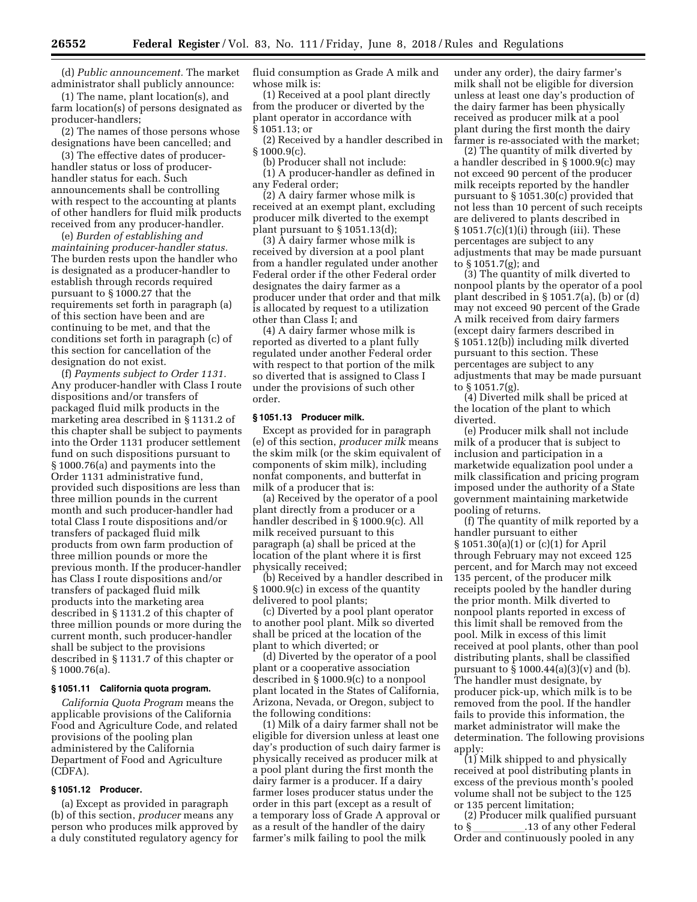(d) *Public announcement.* The market administrator shall publicly announce:

(1) The name, plant location(s), and farm location(s) of persons designated as producer-handlers;

(2) The names of those persons whose designations have been cancelled; and

(3) The effective dates of producer-handler status or loss of producer-handler status for each. Such announcements shall be controlling with respect to the accounting at plants of other handlers for fluid milk products received from any producer-handler.

(e) *Burden of establishing and maintaining producer-handler status.* The burden rests upon the handler who is designated as a producer-handler to establish through records required pursuant to § 1000.27 that the requirements set forth in paragraph (a) of this section have been and are continuing to be met, and that the conditions set forth in paragraph (c) of this section for cancellation of the designation do not exist.

(f) *Payments subject to Order 1131.* Any producer-handler with Class I route dispositions and/or transfers of packaged fluid milk products in the marketing area described in § 1131.2 of this chapter shall be subject to payments into the Order 1131 producer settlement fund on such dispositions pursuant to § 1000.76(a) and payments into the Order 1131 administrative fund, provided such dispositions are less than three million pounds in the current month and such producer-handler had total Class I route dispositions and/or transfers of packaged fluid milk products from own farm production of three million pounds or more the previous month. If the producer-handler has Class I route dispositions and/or transfers of packaged fluid milk products into the marketing area described in § 1131.2 of this chapter of three million pounds or more during the current month, such producer-handler shall be subject to the provisions described in § 1131.7 of this chapter or § 1000.76(a).

### § 1051.11 California quota program.

*California Quota Program* means the applicable provisions of the California Food and Agriculture Code, and related provisions of the pooling plan administered by the California Department of Food and Agriculture (CDFA).

### § 1051.12 Producer.

(a) Except as provided in paragraph (b) of this section, *producer* means any person who produces milk approved by a duly constituted regulatory agency for fluid consumption as Grade A milk and whose milk is:

(1) Received at a pool plant directly from the producer or diverted by the plant operator in accordance with § 1051.13; or

(2) Received by a handler described in § 1000.9(c).

(b) Producer shall not include:

(1) A producer-handler as defined in any Federal order;

(2) A dairy farmer whose milk is received at an exempt plant, excluding producer milk diverted to the exempt plant pursuant to § 1051.13(d);

(3) A dairy farmer whose milk is received by diversion at a pool plant from a handler regulated under another Federal order if the other Federal order designates the dairy farmer as a producer under that order and that milk is allocated by request to a utilization other than Class I; and

(4) A dairy farmer whose milk is reported as diverted to a plant fully regulated under another Federal order with respect to that portion of the milk so diverted that is assigned to Class I under the provisions of such other order.

### § 1051.13 Producer milk.

Except as provided for in paragraph (e) of this section, *producer milk* means the skim milk (or the skim equivalent of components of skim milk), including nonfat components, and butterfat in milk of a producer that is:

(a) Received by the operator of a pool plant directly from a producer or a handler described in § 1000.9(c). All milk received pursuant to this paragraph (a) shall be priced at the location of the plant where it is first physically received;

(b) Received by a handler described in § 1000.9(c) in excess of the quantity delivered to pool plants;

(c) Diverted by a pool plant operator to another pool plant. Milk so diverted shall be priced at the location of the plant to which diverted; or

(d) Diverted by the operator of a pool plant or a cooperative association described in § 1000.9(c) to a nonpool plant located in the States of California, Arizona, Nevada, or Oregon, subject to the following conditions:

(1) Milk of a dairy farmer shall not be eligible for diversion unless at least one day's production of such dairy farmer is physically received as producer milk at a pool plant during the first month the dairy farmer is a producer. If a dairy farmer loses producer status under the order in this part (except as a result of a temporary loss of Grade A approval or as a result of the handler of the dairy farmer's milk failing to pool the milk under any order), the dairy farmer's milk shall not be eligible for diversion unless at least one day's production of the dairy farmer has been physically received as producer milk at a pool plant during the first month the dairy farmer is re-associated with the market;

(2) The quantity of milk diverted by a handler described in § 1000.9(c) may not exceed 90 percent of the producer milk receipts reported by the handler pursuant to § 1051.30(c) provided that not less than 10 percent of such receipts are delivered to plants described in § 1051.7(c)(1)(i) through (iii). These percentages are subject to any adjustments that may be made pursuant to § 1051.7(g); and

(3) The quantity of milk diverted to nonpool plants by the operator of a pool plant described in § 1051.7(a), (b) or (d) may not exceed 90 percent of the Grade A milk received from dairy farmers (except dairy farmers described in § 1051.12(b)) including milk diverted pursuant to this section. These percentages are subject to any adjustments that may be made pursuant to § 1051.7(g).

(4) Diverted milk shall be priced at the location of the plant to which diverted.

(e) Producer milk shall not include milk of a producer that is subject to inclusion and participation in a marketwide equalization pool under a milk classification and pricing program imposed under the authority of a State government maintaining marketwide pooling of returns.

(f) The quantity of milk reported by a handler pursuant to either § 1051.30(a)(1) or (c)(1) for April through February may not exceed 125 percent, and for March may not exceed 135 percent, of the producer milk receipts pooled by the handler during the prior month. Milk diverted to nonpool plants reported in excess of this limit shall be removed from the pool. Milk in excess of this limit received at pool plants, other than pool distributing plants, shall be classified pursuant to § 1000.44(a)(3)(v) and (b). The handler must designate, by producer pick-up, which milk is to be removed from the pool. If the handler fails to provide this information, the market administrator will make the determination. The following provisions apply:

(1) Milk shipped to and physically received at pool distributing plants in excess of the previous month's pooled volume shall not be subject to the 125 or 135 percent limitation;

(2) Producer milk qualified pursuant to § ______.13 of any other Federal Order and continuously pooled in any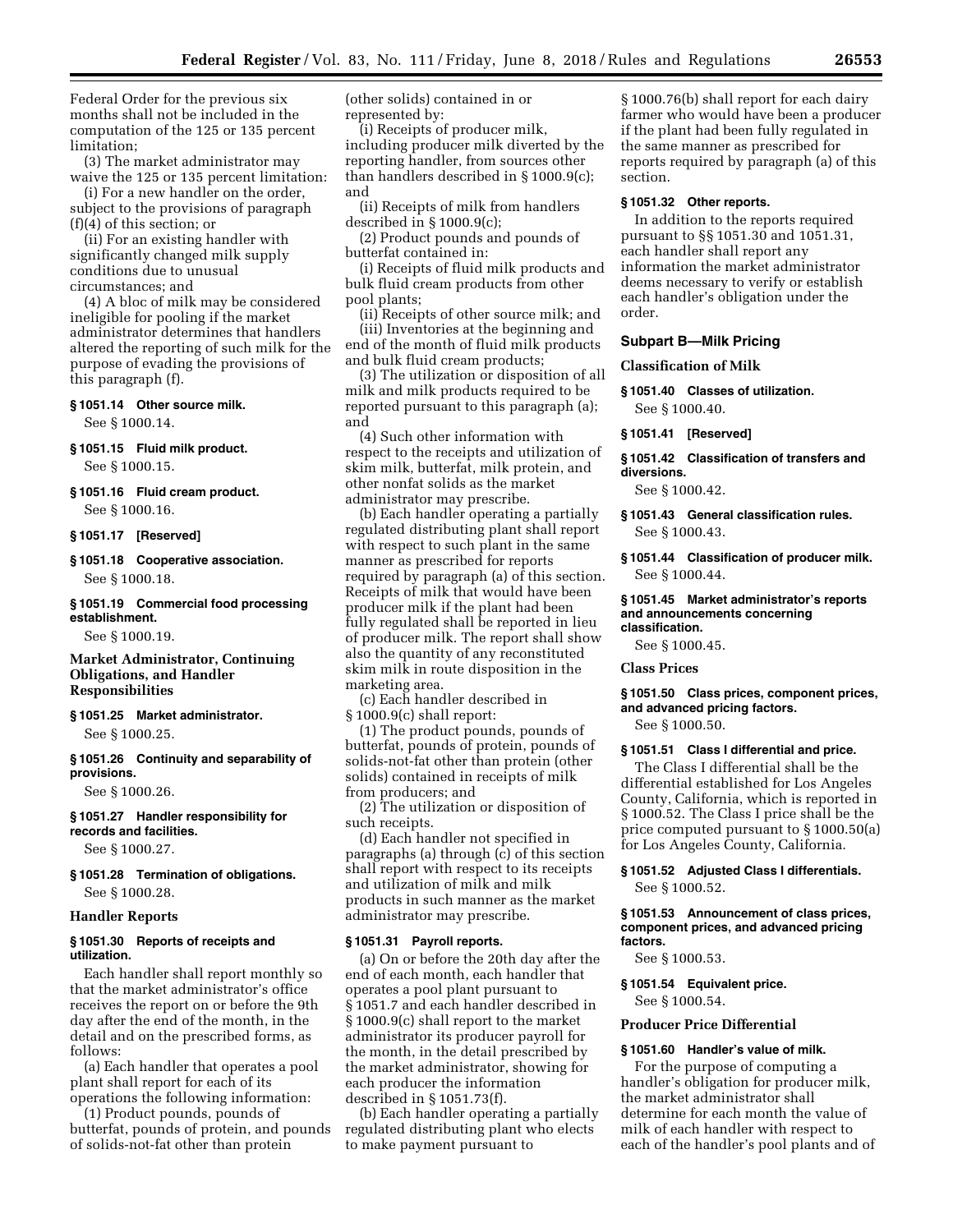Federal Order for the previous six months shall not be included in the computation of the 125 or 135 percent limitation;

(3) The market administrator may waive the 125 or 135 percent limitation:

(i) For a new handler on the order, subject to the provisions of paragraph (f)(4) of this section; or

(ii) For an existing handler with significantly changed milk supply conditions due to unusual circumstances; and

(4) A bloc of milk may be considered ineligible for pooling if the market administrator determines that handlers altered the reporting of such milk for the purpose of evading the provisions of this paragraph (f).

**§ 1051.14 Other source milk.**

See § 1000.14.

**§ 1051.15 Fluid milk product.**

See § 1000.15.

**§ 1051.16 Fluid cream product.**

See § 1000.16.

**§ 1051.17 [Reserved]**

**§ 1051.18 Cooperative association.**

See § 1000.18.

**§ 1051.19 Commercial food processing establishment.**

See § 1000.19.

### Market Administrator, Continuing Obligations, and Handler Responsibilities

**§ 1051.25 Market administrator.**

See § 1000.25.

**§ 1051.26 Continuity and separability of provisions.**

See § 1000.26.

**§ 1051.27 Handler responsibility for records and facilities.**

See § 1000.27.

**§ 1051.28 Termination of obligations.**

See § 1000.28.

### Handler Reports

**§ 1051.30 Reports of receipts and utilization.**

Each handler shall report monthly so that the market administrator's office receives the report on or before the 9th day after the end of the month, in the detail and on the prescribed forms, as follows:

(a) Each handler that operates a pool plant shall report for each of its operations the following information:

(1) Product pounds, pounds of butterfat, pounds of protein, and pounds of solids-not-fat other than protein (other solids) contained in or represented by:

(i) Receipts of producer milk, including producer milk diverted by the reporting handler, from sources other than handlers described in § 1000.9(c); and

(ii) Receipts of milk from handlers described in § 1000.9(c);

(2) Product pounds and pounds of butterfat contained in:

(i) Receipts of fluid milk products and bulk fluid cream products from other pool plants;

(ii) Receipts of other source milk; and

(iii) Inventories at the beginning and end of the month of fluid milk products and bulk fluid cream products;

(3) The utilization or disposition of all milk and milk products required to be reported pursuant to this paragraph (a); and

(4) Such other information with respect to the receipts and utilization of skim milk, butterfat, milk protein, and other nonfat solids as the market administrator may prescribe.

(b) Each handler operating a partially regulated distributing plant shall report with respect to such plant in the same manner as prescribed for reports required by paragraph (a) of this section. Receipts of milk that would have been producer milk if the plant had been fully regulated shall be reported in lieu of producer milk. The report shall show also the quantity of any reconstituted skim milk in route disposition in the marketing area.

(c) Each handler described in § 1000.9(c) shall report:

(1) The product pounds, pounds of butterfat, pounds of protein, pounds of solids-not-fat other than protein (other solids) contained in receipts of milk from producers; and

(2) The utilization or disposition of such receipts.

(d) Each handler not specified in paragraphs (a) through (c) of this section shall report with respect to its receipts and utilization of milk and milk products in such manner as the market administrator may prescribe.

**§ 1051.31 Payroll reports.**

(a) On or before the 20th day after the end of each month, each handler that operates a pool plant pursuant to § 1051.7 and each handler described in § 1000.9(c) shall report to the market administrator its producer payroll for the month, in the detail prescribed by the market administrator, showing for each producer the information described in § 1051.73(f).

(b) Each handler operating a partially regulated distributing plant who elects to make payment pursuant to § 1000.76(b) shall report for each dairy farmer who would have been a producer if the plant had been fully regulated in the same manner as prescribed for reports required by paragraph (a) of this section.

**§ 1051.32 Other reports.**

In addition to the reports required pursuant to §§ 1051.30 and 1051.31, each handler shall report any information the market administrator deems necessary to verify or establish each handler's obligation under the order.

## Subpart B—Milk Pricing

### Classification of Milk

**§ 1051.40 Classes of utilization.**

See § 1000.40.

**§ 1051.41 [Reserved]**

**§ 1051.42 Classification of transfers and diversions.**

See § 1000.42.

**§ 1051.43 General classification rules.**

See § 1000.43.

**§ 1051.44 Classification of producer milk.**

See § 1000.44.

**§ 1051.45 Market administrator's reports and announcements concerning classification.**

See § 1000.45.

### Class Prices

**§ 1051.50 Class prices, component prices, and advanced pricing factors.**

See § 1000.50.

**§ 1051.51 Class I differential and price.**

The Class I differential shall be the differential established for Los Angeles County, California, which is reported in § 1000.52. The Class I price shall be the price computed pursuant to § 1000.50(a) for Los Angeles County, California.

**§ 1051.52 Adjusted Class I differentials.**

See § 1000.52.

**§ 1051.53 Announcement of class prices, component prices, and advanced pricing factors.**

See § 1000.53.

**§ 1051.54 Equivalent price.**

See § 1000.54.

### Producer Price Differential

**§ 1051.60 Handler's value of milk.**

For the purpose of computing a handler's obligation for producer milk, the market administrator shall determine for each month the value of milk of each handler with respect to each of the handler's pool plants and of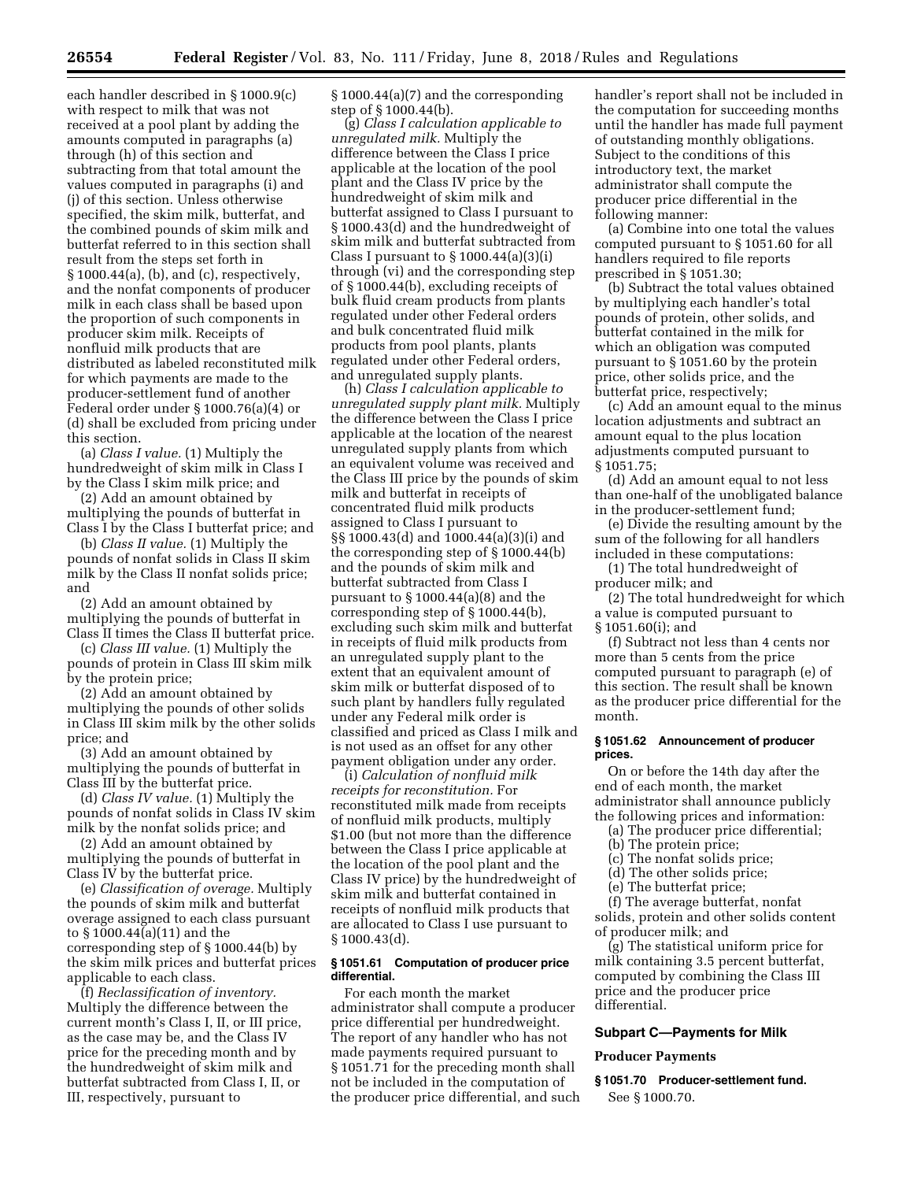each handler described in § 1000.9(c) with respect to milk that was not received at a pool plant by adding the amounts computed in paragraphs (a) through (h) of this section and subtracting from that total amount the values computed in paragraphs (i) and (j) of this section. Unless otherwise specified, the skim milk, butterfat, and the combined pounds of skim milk and butterfat referred to in this section shall result from the steps set forth in § 1000.44(a), (b), and (c), respectively, and the nonfat components of producer milk in each class shall be based upon the proportion of such components in producer skim milk. Receipts of nonfluid milk products that are distributed as labeled reconstituted milk for which payments are made to the producer-settlement fund of another Federal order under § 1000.76(a)(4) or (d) shall be excluded from pricing under this section.

(a) *Class I value.* (1) Multiply the hundredweight of skim milk in Class I by the Class I skim milk price; and

(2) Add an amount obtained by multiplying the pounds of butterfat in Class I by the Class I butterfat price; and

(b) *Class II value.* (1) Multiply the pounds of nonfat solids in Class II skim milk by the Class II nonfat solids price; and

(2) Add an amount obtained by multiplying the pounds of butterfat in Class II times the Class II butterfat price.

(c) *Class III value.* (1) Multiply the pounds of protein in Class III skim milk by the protein price;

(2) Add an amount obtained by multiplying the pounds of other solids in Class III skim milk by the other solids price; and

(3) Add an amount obtained by multiplying the pounds of butterfat in Class III by the butterfat price.

(d) *Class IV value.* (1) Multiply the pounds of nonfat solids in Class IV skim milk by the nonfat solids price; and

(2) Add an amount obtained by multiplying the pounds of butterfat in Class IV by the butterfat price.

(e) *Classification of overage.* Multiply the pounds of skim milk and butterfat overage assigned to each class pursuant to § 1000.44(a)(11) and the corresponding step of § 1000.44(b) by the skim milk prices and butterfat prices applicable to each class.

(f) *Reclassification of inventory.* Multiply the difference between the current month's Class I, II, or III price, as the case may be, and the Class IV price for the preceding month and by the hundredweight of skim milk and butterfat subtracted from Class I, II, or III, respectively, pursuant to § 1000.44(a)(7) and the corresponding step of § 1000.44(b).

(g) *Class I calculation applicable to unregulated milk.* Multiply the difference between the Class I price applicable at the location of the pool plant and the Class IV price by the hundredweight of skim milk and butterfat assigned to Class I pursuant to § 1000.43(d) and the hundredweight of skim milk and butterfat subtracted from Class I pursuant to § 1000.44(a)(3)(i) through (vi) and the corresponding step of § 1000.44(b), excluding receipts of bulk fluid cream products from plants regulated under other Federal orders and bulk concentrated fluid milk products from pool plants, plants regulated under other Federal orders, and unregulated supply plants.

(h) *Class I calculation applicable to unregulated supply plant milk.* Multiply the difference between the Class I price applicable at the location of the nearest unregulated supply plants from which an equivalent volume was received and the Class III price by the pounds of skim milk and butterfat in receipts of concentrated fluid milk products assigned to Class I pursuant to §§ 1000.43(d) and 1000.44(a)(3)(i) and the corresponding step of § 1000.44(b) and the pounds of skim milk and butterfat subtracted from Class I pursuant to § 1000.44(a)(8) and the corresponding step of § 1000.44(b), excluding such skim milk and butterfat in receipts of fluid milk products from an unregulated supply plant to the extent that an equivalent amount of skim milk or butterfat disposed of to such plant by handlers fully regulated under any Federal milk order is classified and priced as Class I milk and is not used as an offset for any other payment obligation under any order.

(i) *Calculation of nonfluid milk receipts for reconstitution.* For reconstituted milk made from receipts of nonfluid milk products, multiply $1.00 (but not more than the difference between the Class I price applicable at the location of the pool plant and the Class IV price) by the hundredweight of skim milk and butterfat contained in receipts of nonfluid milk products that are allocated to Class I use pursuant to § 1000.43(d).

#### § 1051.61 Computation of producer price differential.

For each month the market administrator shall compute a producer price differential per hundredweight. The report of any handler who has not made payments required pursuant to § 1051.71 for the preceding month shall not be included in the computation of the producer price differential, and such handler's report shall not be included in the computation for succeeding months until the handler has made full payment of outstanding monthly obligations. Subject to the conditions of this introductory text, the market administrator shall compute the producer price differential in the following manner:

(a) Combine into one total the values computed pursuant to § 1051.60 for all handlers required to file reports prescribed in § 1051.30;

(b) Subtract the total values obtained by multiplying each handler's total pounds of protein, other solids, and butterfat contained in the milk for which an obligation was computed pursuant to § 1051.60 by the protein price, other solids price, and the butterfat price, respectively;

(c) Add an amount equal to the minus location adjustments and subtract an amount equal to the plus location adjustments computed pursuant to § 1051.75;

(d) Add an amount equal to not less than one-half of the unobligated balance in the producer-settlement fund;

(e) Divide the resulting amount by the sum of the following for all handlers included in these computations:

(1) The total hundredweight of producer milk; and

(2) The total hundredweight for which a value is computed pursuant to § 1051.60(i); and

(f) Subtract not less than 4 cents nor more than 5 cents from the price computed pursuant to paragraph (e) of this section. The result shall be known as the producer price differential for the month.

#### § 1051.62 Announcement of producer prices.

On or before the 14th day after the end of each month, the market administrator shall announce publicly the following prices and information:

(a) The producer price differential;

(b) The protein price;

(c) The nonfat solids price;

(d) The other solids price;

(e) The butterfat price;

(f) The average butterfat, nonfat solids, protein and other solids content of producer milk; and

(g) The statistical uniform price for milk containing 3.5 percent butterfat, computed by combining the Class III price and the producer price differential.

### Subpart C—Payments for Milk

#### Producer Payments

#### § 1051.70 Producer-settlement fund.

See § 1000.70.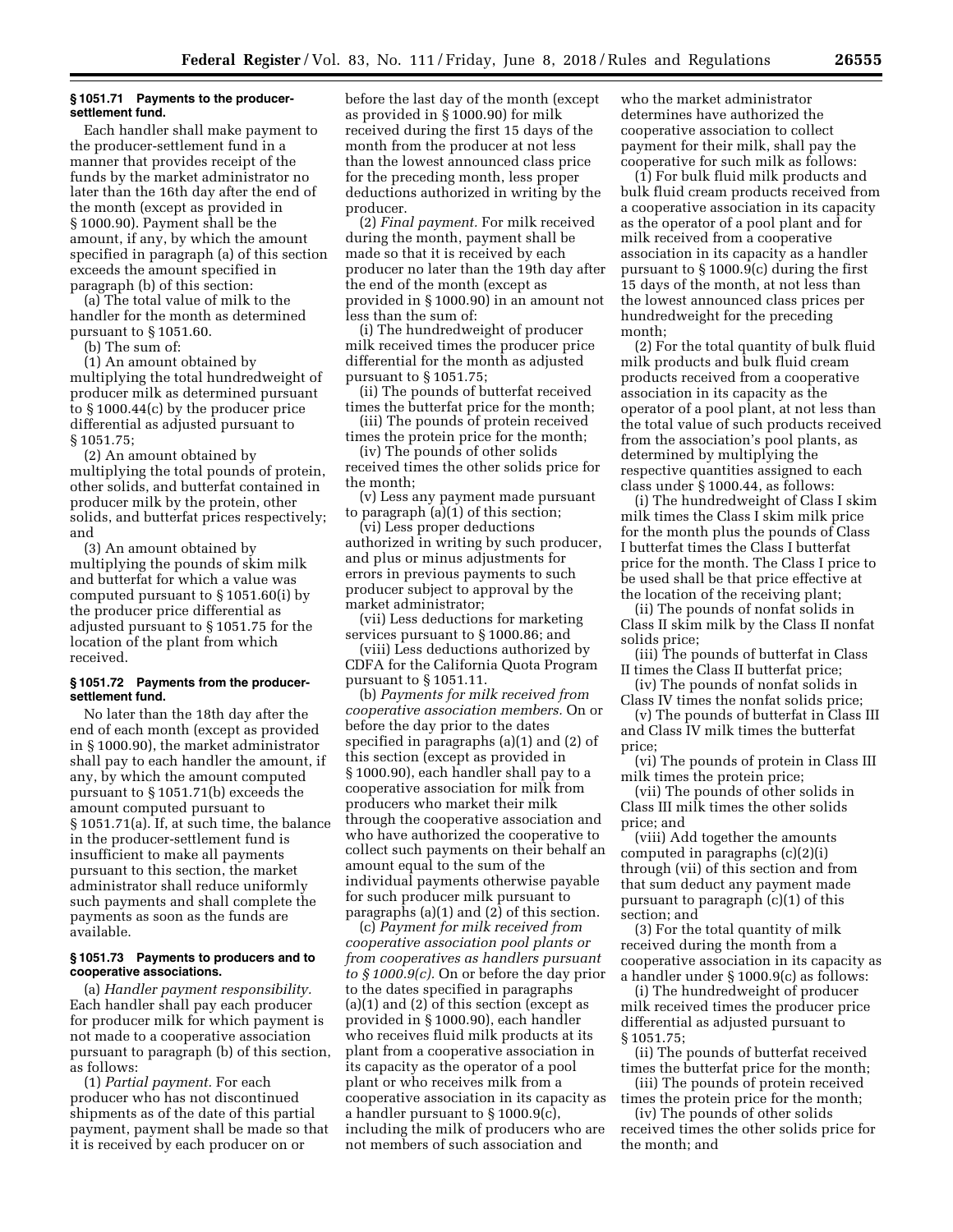**§ 1051.71 Payments to the producer-settlement fund.**

Each handler shall make payment to the producer-settlement fund in a manner that provides receipt of the funds by the market administrator no later than the 16th day after the end of the month (except as provided in § 1000.90). Payment shall be the amount, if any, by which the amount specified in paragraph (a) of this section exceeds the amount specified in paragraph (b) of this section:

(a) The total value of milk to the handler for the month as determined pursuant to § 1051.60.

(b) The sum of:

(1) An amount obtained by multiplying the total hundredweight of producer milk as determined pursuant to § 1000.44(c) by the producer price differential as adjusted pursuant to § 1051.75;

(2) An amount obtained by multiplying the total pounds of protein, other solids, and butterfat contained in producer milk by the protein, other solids, and butterfat prices respectively; and

(3) An amount obtained by multiplying the pounds of skim milk and butterfat for which a value was computed pursuant to § 1051.60(i) by the producer price differential as adjusted pursuant to § 1051.75 for the location of the plant from which received.

**§ 1051.72 Payments from the producer-settlement fund.**

No later than the 18th day after the end of each month (except as provided in § 1000.90), the market administrator shall pay to each handler the amount, if any, by which the amount computed pursuant to § 1051.71(b) exceeds the amount computed pursuant to § 1051.71(a). If, at such time, the balance in the producer-settlement fund is insufficient to make all payments pursuant to this section, the market administrator shall reduce uniformly such payments and shall complete the payments as soon as the funds are available.

**§ 1051.73 Payments to producers and to cooperative associations.**

(a) *Handler payment responsibility.* Each handler shall pay each producer for producer milk for which payment is not made to a cooperative association pursuant to paragraph (b) of this section, as follows:

(1) *Partial payment.* For each producer who has not discontinued shipments as of the date of this partial payment, payment shall be made so that it is received by each producer on or before the last day of the month (except as provided in § 1000.90) for milk received during the first 15 days of the month from the producer at not less than the lowest announced class price for the preceding month, less proper deductions authorized in writing by the producer.

(2) *Final payment.* For milk received during the month, payment shall be made so that it is received by each producer no later than the 19th day after the end of the month (except as provided in § 1000.90) in an amount not less than the sum of:

(i) The hundredweight of producer milk received times the producer price differential for the month as adjusted pursuant to § 1051.75;

(ii) The pounds of butterfat received times the butterfat price for the month;

(iii) The pounds of protein received times the protein price for the month;

(iv) The pounds of other solids received times the other solids price for the month;

(v) Less any payment made pursuant to paragraph (a)(1) of this section;

(vi) Less proper deductions authorized in writing by such producer, and plus or minus adjustments for errors in previous payments to such producer subject to approval by the market administrator;

(vii) Less deductions for marketing services pursuant to § 1000.86; and

(viii) Less deductions authorized by CDFA for the California Quota Program pursuant to § 1051.11.

(b) *Payments for milk received from cooperative association members.* On or before the day prior to the dates specified in paragraphs (a)(1) and (2) of this section (except as provided in § 1000.90), each handler shall pay to a cooperative association for milk from producers who market their milk through the cooperative association and who have authorized the cooperative to collect such payments on their behalf an amount equal to the sum of the individual payments otherwise payable for such producer milk pursuant to paragraphs (a)(1) and (2) of this section.

(c) *Payment for milk received from cooperative association pool plants or from cooperatives as handlers pursuant to § 1000.9(c).* On or before the day prior to the dates specified in paragraphs (a)(1) and (2) of this section (except as provided in § 1000.90), each handler who receives fluid milk products at its plant from a cooperative association in its capacity as the operator of a pool plant or who receives milk from a cooperative association in its capacity as a handler pursuant to § 1000.9(c), including the milk of producers who are not members of such association and who the market administrator determines have authorized the cooperative association to collect payment for their milk, shall pay the cooperative for such milk as follows:

(1) For bulk fluid milk products and bulk fluid cream products received from a cooperative association in its capacity as the operator of a pool plant and for milk received from a cooperative association in its capacity as a handler pursuant to § 1000.9(c) during the first 15 days of the month, at not less than the lowest announced class prices per hundredweight for the preceding month;

(2) For the total quantity of bulk fluid milk products and bulk fluid cream products received from a cooperative association in its capacity as the operator of a pool plant, at not less than the total value of such products received from the association's pool plants, as determined by multiplying the respective quantities assigned to each class under § 1000.44, as follows:

(i) The hundredweight of Class I skim milk times the Class I skim milk price for the month plus the pounds of Class I butterfat times the Class I butterfat price for the month. The Class I price to be used shall be that price effective at the location of the receiving plant;

(ii) The pounds of nonfat solids in Class II skim milk by the Class II nonfat solids price;

(iii) The pounds of butterfat in Class II times the Class II butterfat price;

(iv) The pounds of nonfat solids in Class IV times the nonfat solids price;

(v) The pounds of butterfat in Class III and Class IV milk times the butterfat price;

(vi) The pounds of protein in Class III milk times the protein price;

(vii) The pounds of other solids in Class III milk times the other solids price; and

(viii) Add together the amounts computed in paragraphs (c)(2)(i) through (vii) of this section and from that sum deduct any payment made pursuant to paragraph (c)(1) of this section; and

(3) For the total quantity of milk received during the month from a cooperative association in its capacity as a handler under § 1000.9(c) as follows:

(i) The hundredweight of producer milk received times the producer price differential as adjusted pursuant to § 1051.75;

(ii) The pounds of butterfat received times the butterfat price for the month;

(iii) The pounds of protein received times the protein price for the month;

(iv) The pounds of other solids received times the other solids price for the month; and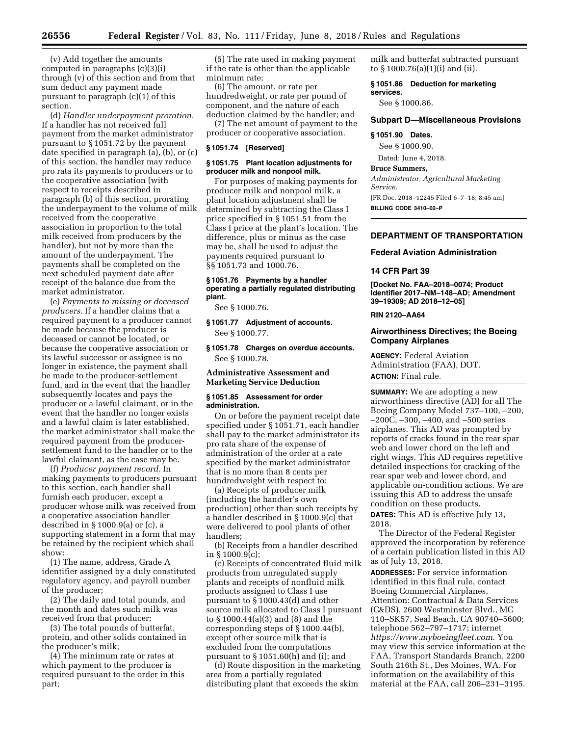(v) Add together the amounts computed in paragraphs (c)(3)(i) through (v) of this section and from that sum deduct any payment made pursuant to paragraph (c)(1) of this section.

(d) *Handler underpayment proration.* If a handler has not received full payment from the market administrator pursuant to § 1051.72 by the payment date specified in paragraph (a), (b), or (c) of this section, the handler may reduce pro rata its payments to producers or to the cooperative association (with respect to receipts described in paragraph (b) of this section, prorating the underpayment to the volume of milk received from the cooperative association in proportion to the total milk received from producers by the handler), but not by more than the amount of the underpayment. The payments shall be completed on the next scheduled payment date after receipt of the balance due from the market administrator.

(e) *Payments to missing or deceased producers.* If a handler claims that a required payment to a producer cannot be made because the producer is deceased or cannot be located, or because the cooperative association or its lawful successor or assignee is no longer in existence, the payment shall be made to the producer-settlement fund, and in the event that the handler subsequently locates and pays the producer or a lawful claimant, or in the event that the handler no longer exists and a lawful claim is later established, the market administrator shall make the required payment from the producer-settlement fund to the handler or to the lawful claimant, as the case may be.

(f) *Producer payment record.* In making payments to producers pursuant to this section, each handler shall furnish each producer, except a producer whose milk was received from a cooperative association handler described in § 1000.9(a) or (c), a supporting statement in a form that may be retained by the recipient which shall show:

(1) The name, address, Grade A identifier assigned by a duly constituted regulatory agency, and payroll number of the producer;

(2) The daily and total pounds, and the month and dates such milk was received from that producer;

(3) The total pounds of butterfat, protein, and other solids contained in the producer's milk;

(4) The minimum rate or rates at which payment to the producer is required pursuant to the order in this part;

(5) The rate used in making payment if the rate is other than the applicable minimum rate;

(6) The amount, or rate per hundredweight, or rate per pound of component, and the nature of each deduction claimed by the handler; and

(7) The net amount of payment to the producer or cooperative association.

**§ 1051.74 [Reserved]**

**§ 1051.75 Plant location adjustments for producer milk and nonpool milk.**

For purposes of making payments for producer milk and nonpool milk, a plant location adjustment shall be determined by subtracting the Class I price specified in § 1051.51 from the Class I price at the plant's location. The difference, plus or minus as the case may be, shall be used to adjust the payments required pursuant to §§ 1051.73 and 1000.76.

**§ 1051.76 Payments by a handler operating a partially regulated distributing plant.**

See § 1000.76.

**§ 1051.77 Adjustment of accounts.**

See § 1000.77.

**§ 1051.78 Charges on overdue accounts.**

See § 1000.78.

**Administrative Assessment and Marketing Service Deduction**

**§ 1051.85 Assessment for order administration.**

On or before the payment receipt date specified under § 1051.71, each handler shall pay to the market administrator its pro rata share of the expense of administration of the order at a rate specified by the market administrator that is no more than 8 cents per hundredweight with respect to:

(a) Receipts of producer milk (including the handler's own production) other than such receipts by a handler described in § 1000.9(c) that were delivered to pool plants of other handlers;

(b) Receipts from a handler described in § 1000.9(c);

(c) Receipts of concentrated fluid milk products from unregulated supply plants and receipts of nonfluid milk products assigned to Class I use pursuant to § 1000.43(d) and other source milk allocated to Class I pursuant to § 1000.44(a)(3) and (8) and the corresponding steps of § 1000.44(b), except other source milk that is excluded from the computations pursuant to § 1051.60(h) and (i); and

(d) Route disposition in the marketing area from a partially regulated distributing plant that exceeds the skim milk and butterfat subtracted pursuant to § 1000.76(a)(1)(i) and (ii).

**§ 1051.86 Deduction for marketing services.**

See § 1000.86.

**Subpart D—Miscellaneous Provisions**

**§ 1051.90 Dates.**

See § 1000.90.

Dated: June 4, 2018.

**Bruce Summers,**

*Administrator, Agricultural Marketing Service.*

[FR Doc. 2018–12245 Filed 6–7–18; 8:45 am]

**BILLING CODE 3410–02–P**

---

## DEPARTMENT OF TRANSPORTATION

### Federal Aviation Administration

### 14 CFR Part 39

**[Docket No. FAA–2018–0074; Product Identifier 2017–NM–148–AD; Amendment 39–19309; AD 2018–12–05]**

**RIN 2120–AA64**

### Airworthiness Directives; the Boeing Company Airplanes

**AGENCY:** Federal Aviation Administration (FAA), DOT.

**ACTION:** Final rule.

**SUMMARY:** We are adopting a new airworthiness directive (AD) for all The Boeing Company Model 737–100, –200, –200C, –300, –400, and –500 series airplanes. This AD was prompted by reports of cracks found in the rear spar web and lower chord on the left and right wings. This AD requires repetitive detailed inspections for cracking of the rear spar web and lower chord, and applicable on-condition actions. We are issuing this AD to address the unsafe condition on these products.

**DATES:** This AD is effective July 13, 2018.

The Director of the Federal Register approved the incorporation by reference of a certain publication listed in this AD as of July 13, 2018.

**ADDRESSES:** For service information identified in this final rule, contact Boeing Commercial Airplanes, Attention: Contractual & Data Services (C&DS), 2600 Westminster Blvd., MC 110–SK57, Seal Beach, CA 90740–5600; telephone 562–797–1717; internet *https://www.myboeingfleet.com.* You may view this service information at the FAA, Transport Standards Branch, 2200 South 216th St., Des Moines, WA. For information on the availability of this material at the FAA, call 206–231–3195.